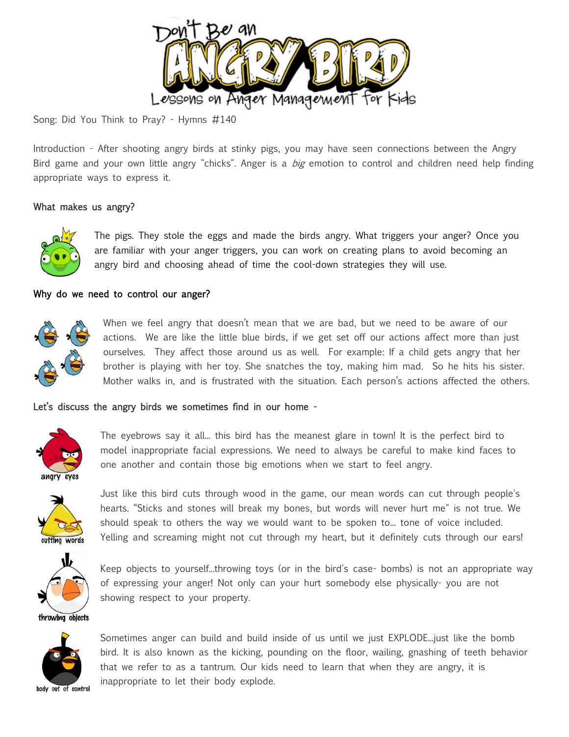# Don't Be an ANGRY BIRD

Lessons on Anger Management for Kids

Song: Did You Think to Pray? - Hymns #140

Introduction - After shooting angry birds at stinky pigs, you may have seen connections between the Angry Bird game and your own little angry "chicks". Anger is a *big* emotion to control and children need help finding appropriate ways to express it.

### What makes us angry?

The pigs. They stole the eggs and made the birds angry. What triggers your anger? Once you are familiar with your anger triggers, you can work on creating plans to avoid becoming an angry bird and choosing ahead of time the cool-down strategies they will use.

### Why do we need to control our anger?

When we feel angry that doesn't mean that we are bad, but we need to be aware of our actions. We are like the little blue birds, if we get set off our actions affect more than just ourselves. They affect those around us as well. For example: If a child gets angry that her brother is playing with her toy. She snatches the toy, making him mad. So he hits his sister. Mother walks in, and is frustrated with the situation. Each person's actions affected the others.

### Let's discuss the angry birds we sometimes find in our home -

angry eyes

The eyebrows say it all… this bird has the meanest glare in town! It is the perfect bird to model inappropriate facial expressions. We need to always be careful to make kind faces to one another and contain those big emotions when we start to feel angry.

cutting words

Just like this bird cuts through wood in the game, our mean words can cut through people's hearts. "Sticks and stones will break my bones, but words will never hurt me" is not true. We should speak to others the way we would want to be spoken to… tone of voice included. Yelling and screaming might not cut through my heart, but it definitely cuts through our ears!

throwing objects

Keep objects to yourself…throwing toys (or in the bird's case- bombs) is not an appropriate way of expressing your anger! Not only can your hurt somebody else physically- you are not showing respect to your property.

body out of control

Sometimes anger can build and build inside of us until we just EXPLODE…just like the bomb bird. It is also known as the kicking, pounding on the floor, wailing, gnashing of teeth behavior that we refer to as a tantrum. Our kids need to learn that when they are angry, it is inappropriate to let their body explode.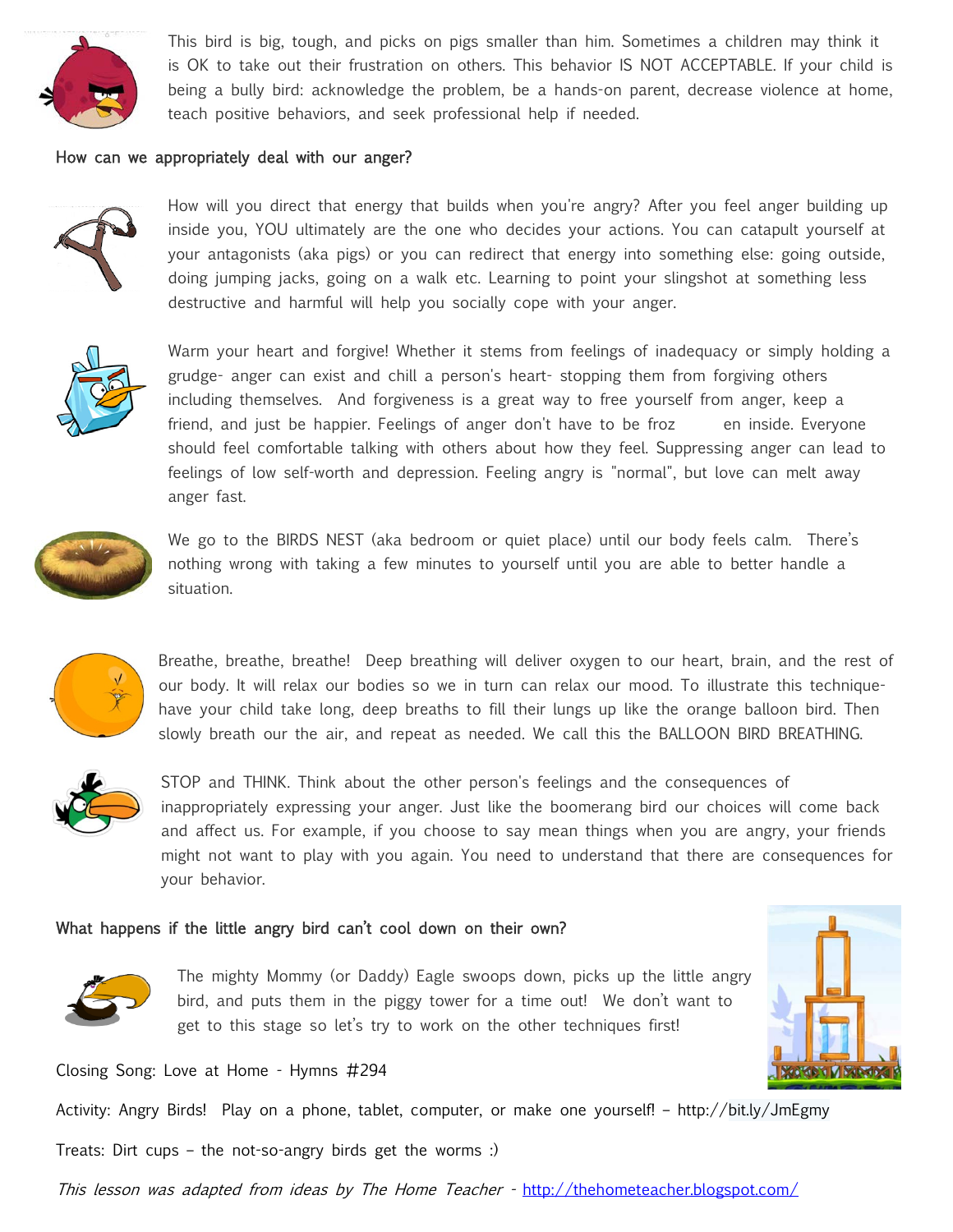This bird is big, tough, and picks on pigs smaller than him. Sometimes a children may think it is OK to take out their frustration on others. This behavior IS NOT ACCEPTABLE. If your child is being a bully bird: acknowledge the problem, be a hands-on parent, decrease violence at home, teach positive behaviors, and seek professional help if needed.

**How can we appropriately deal with our anger?**

How will you direct that energy that builds when you're angry? After you feel anger building up inside you, YOU ultimately are the one who decides your actions. You can catapult yourself at your antagonists (aka pigs) or you can redirect that energy into something else: going outside, doing jumping jacks, going on a walk etc. Learning to point your slingshot at something less destructive and harmful will help you socially cope with your anger.

Warm your heart and forgive! Whether it stems from feelings of inadequacy or simply holding a grudge- anger can exist and chill a person's heart- stopping them from forgiving others including themselves. And forgiveness is a great way to free yourself from anger, keep a friend, and just be happier. Feelings of anger don't have to be froz en inside. Everyone should feel comfortable talking with others about how they feel. Suppressing anger can lead to feelings of low self-worth and depression. Feeling angry is "normal", but love can melt away anger fast.

We go to the BIRDS NEST (aka bedroom or quiet place) until our body feels calm. There's nothing wrong with taking a few minutes to yourself until you are able to better handle a situation.

Breathe, breathe, breathe! Deep breathing will deliver oxygen to our heart, brain, and the rest of our body. It will relax our bodies so we in turn can relax our mood. To illustrate this technique- have your child take long, deep breaths to fill their lungs up like the orange balloon bird. Then slowly breath our the air, and repeat as needed. We call this the BALLOON BIRD BREATHING.

STOP and THINK. Think about the other person's feelings and the consequences of inappropriately expressing your anger. Just like the boomerang bird our choices will come back and affect us. For example, if you choose to say mean things when you are angry, your friends might not want to play with you again. You need to understand that there are consequences for your behavior.

**What happens if the little angry bird can't cool down on their own?**

The mighty Mommy (or Daddy) Eagle swoops down, picks up the little angry bird, and puts them in the piggy tower for a time out! We don't want to get to this stage so let's try to work on the other techniques first!

Closing Song: Love at Home - Hymns #294

Activity: Angry Birds! Play on a phone, tablet, computer, or make one yourself! – http://bit.ly/JmEgmy

Treats: Dirt cups – the not-so-angry birds get the worms :)

*This lesson was adapted from ideas by The Home Teacher* - http://thehometeacher.blogspot.com/